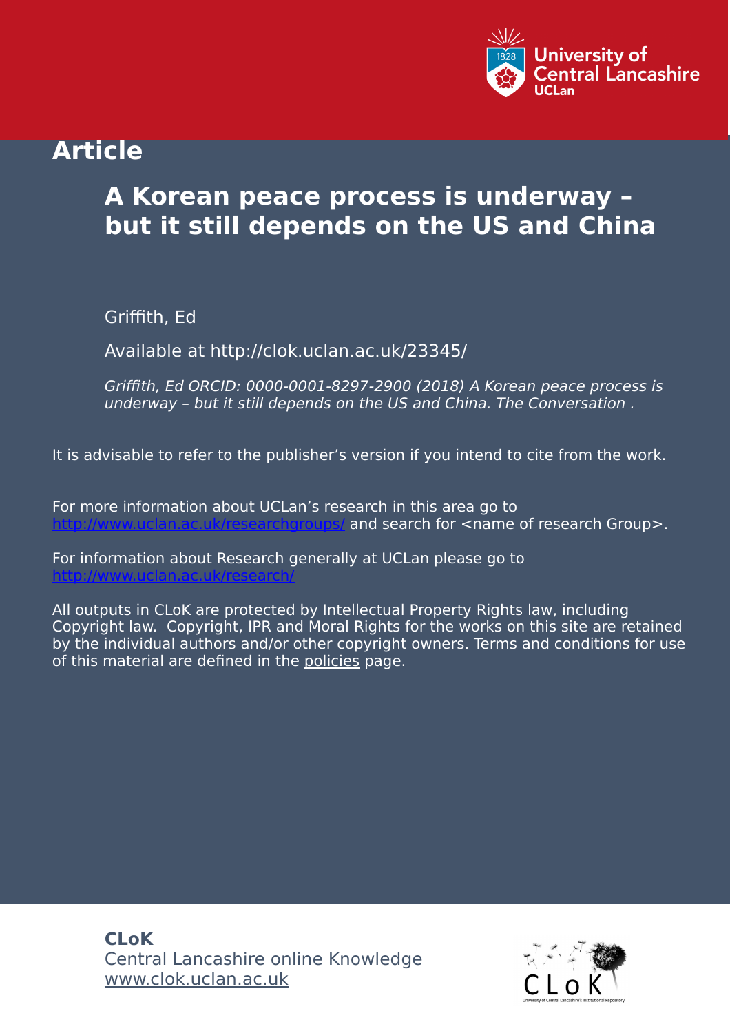## Article

# A Korean peace process is underway – but it still depends on the US and China

Griffith, Ed

Available at http://clok.uclan.ac.uk/23345/

*Griffith, Ed ORCID: 0000-0001-8297-2900 (2018) A Korean peace process is underway – but it still depends on the US and China. The Conversation .*

It is advisable to refer to the publisher's version if you intend to cite from the work.

For more information about UCLan's research in this area go to http://www.uclan.ac.uk/researchgroups/ and search for <name of research Group>.

For information about Research generally at UCLan please go to http://www.uclan.ac.uk/research/

All outputs in CLoK are protected by Intellectual Property Rights law, including Copyright law. Copyright, IPR and Moral Rights for the works on this site are retained by the individual authors and/or other copyright owners. Terms and conditions for use of this material are defined in the policies page.

**CLoK**
Central Lancashire online Knowledge
www.clok.uclan.ac.uk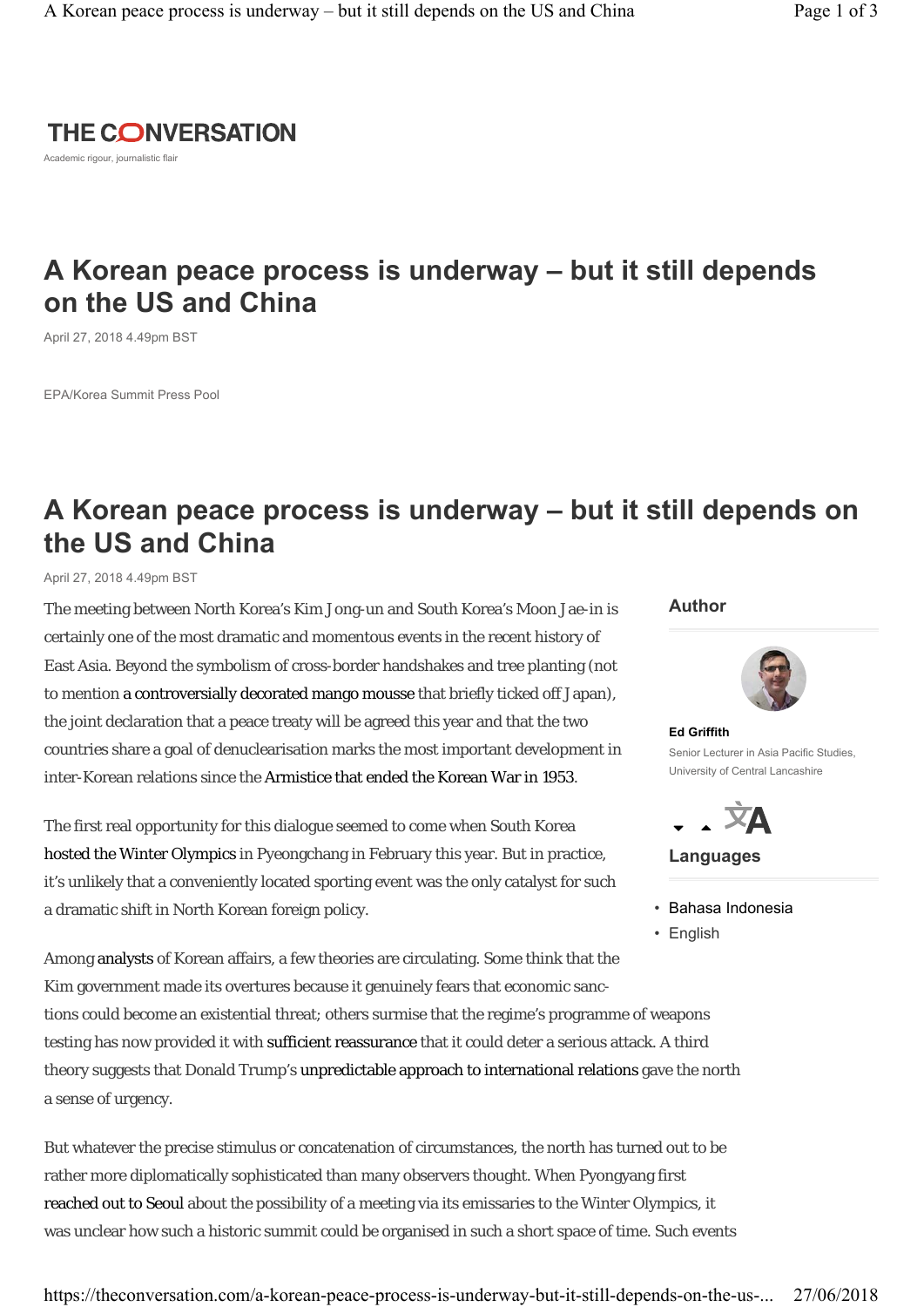![THE CONVERSATION](logo)

Academic rigour, journalistic flair

# A Korean peace process is underway – but it still depends on the US and China

April 27, 2018 4.49pm BST

EPA/Korea Summit Press Pool

# A Korean peace process is underway – but it still depends on the US and China

April 27, 2018 4.49pm BST

The meeting between North Korea's Kim Jong-un and South Korea's Moon Jae-in is certainly one of the most dramatic and momentous events in the recent history of East Asia. Beyond the symbolism of cross-border handshakes and tree planting (not to mention a controversially decorated mango mousse that briefly ticked off Japan), the joint declaration that a peace treaty will be agreed this year and that the two countries share a goal of denuclearisation marks the most important development in inter-Korean relations since the Armistice that ended the Korean War in 1953.

The first real opportunity for this dialogue seemed to come when South Korea hosted the Winter Olympics in Pyeongchang in February this year. But in practice, it's unlikely that a conveniently located sporting event was the only catalyst for such a dramatic shift in North Korean foreign policy.

Among analysts of Korean affairs, a few theories are circulating. Some think that the Kim government made its overtures because it genuinely fears that economic sanctions could become an existential threat; others surmise that the regime's programme of weapons testing has now provided it with sufficient reassurance that it could deter a serious attack. A third theory suggests that Donald Trump's unpredictable approach to international relations gave the north a sense of urgency.

But whatever the precise stimulus or concatenation of circumstances, the north has turned out to be rather more diplomatically sophisticated than many observers thought. When Pyongyang first reached out to Seoul about the possibility of a meeting via its emissaries to the Winter Olympics, it was unclear how such a historic summit could be organised in such a short space of time. Such events

**Author**

**Ed Griffith**

Senior Lecturer in Asia Pacific Studies, University of Central Lancashire

**Languages**

- Bahasa Indonesia
- English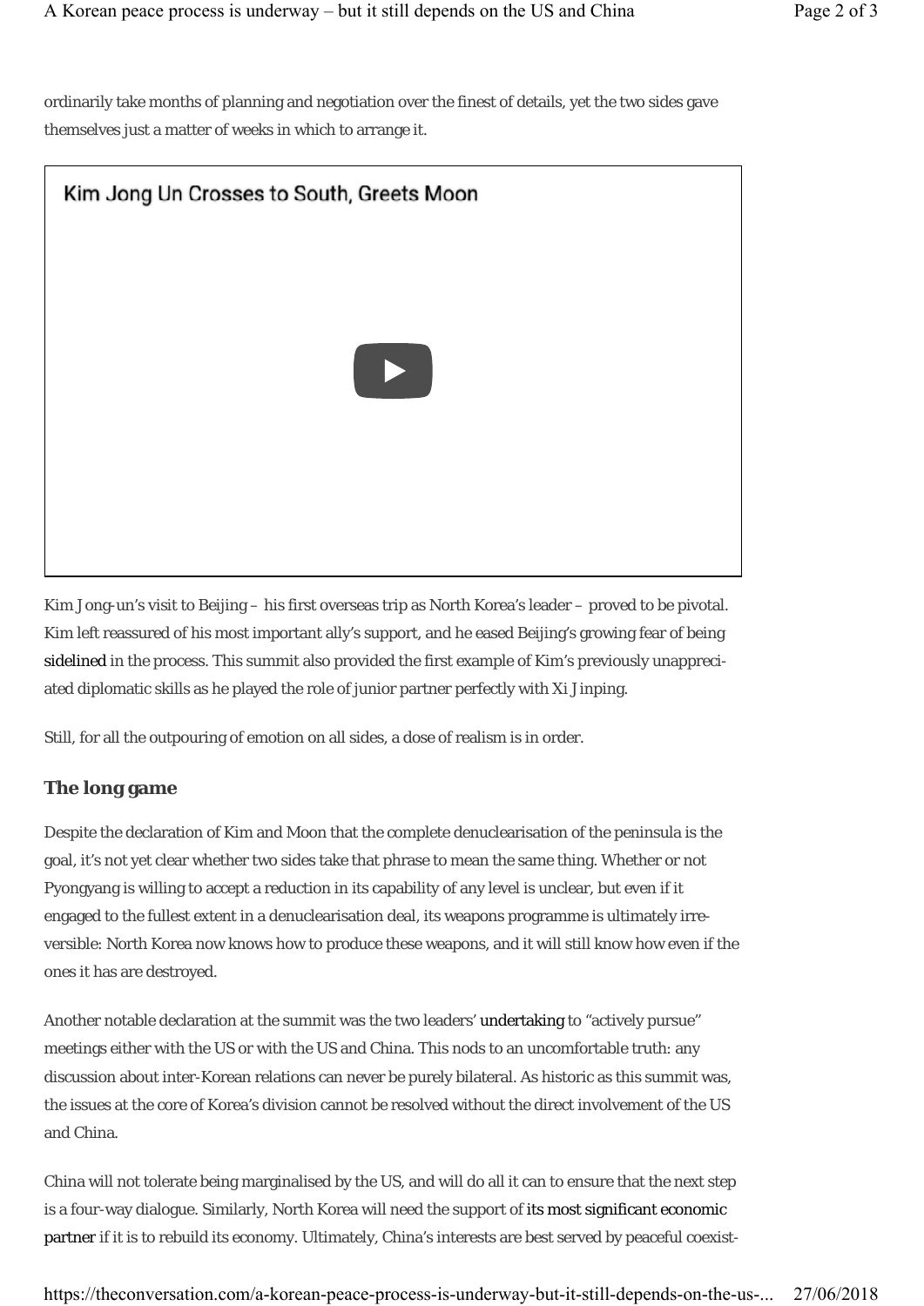ordinarily take months of planning and negotiation over the finest of details, yet the two sides gave themselves just a matter of weeks in which to arrange it.

Kim Jong Un Crosses to South, Greets Moon

Kim Jong-un's visit to Beijing – his first overseas trip as North Korea's leader – proved to be pivotal. Kim left reassured of his most important ally's support, and he eased Beijing's growing fear of being sidelined in the process. This summit also provided the first example of Kim's previously unappreciated diplomatic skills as he played the role of junior partner perfectly with Xi Jinping.

Still, for all the outpouring of emotion on all sides, a dose of realism is in order.

## The long game

Despite the declaration of Kim and Moon that the complete denuclearisation of the peninsula is the goal, it's not yet clear whether two sides take that phrase to mean the same thing. Whether or not Pyongyang is willing to accept a reduction in its capability of any level is unclear, but even if it engaged to the fullest extent in a denuclearisation deal, its weapons programme is ultimately irreversible: North Korea now knows how to produce these weapons, and it will still know how even if the ones it has are destroyed.

Another notable declaration at the summit was the two leaders' undertaking to "actively pursue" meetings either with the US or with the US and China. This nods to an uncomfortable truth: any discussion about inter-Korean relations can never be purely bilateral. As historic as this summit was, the issues at the core of Korea's division cannot be resolved without the direct involvement of the US and China.

China will not tolerate being marginalised by the US, and will do all it can to ensure that the next step is a four-way dialogue. Similarly, North Korea will need the support of its most significant economic partner if it is to rebuild its economy. Ultimately, China's interests are best served by peaceful coexist-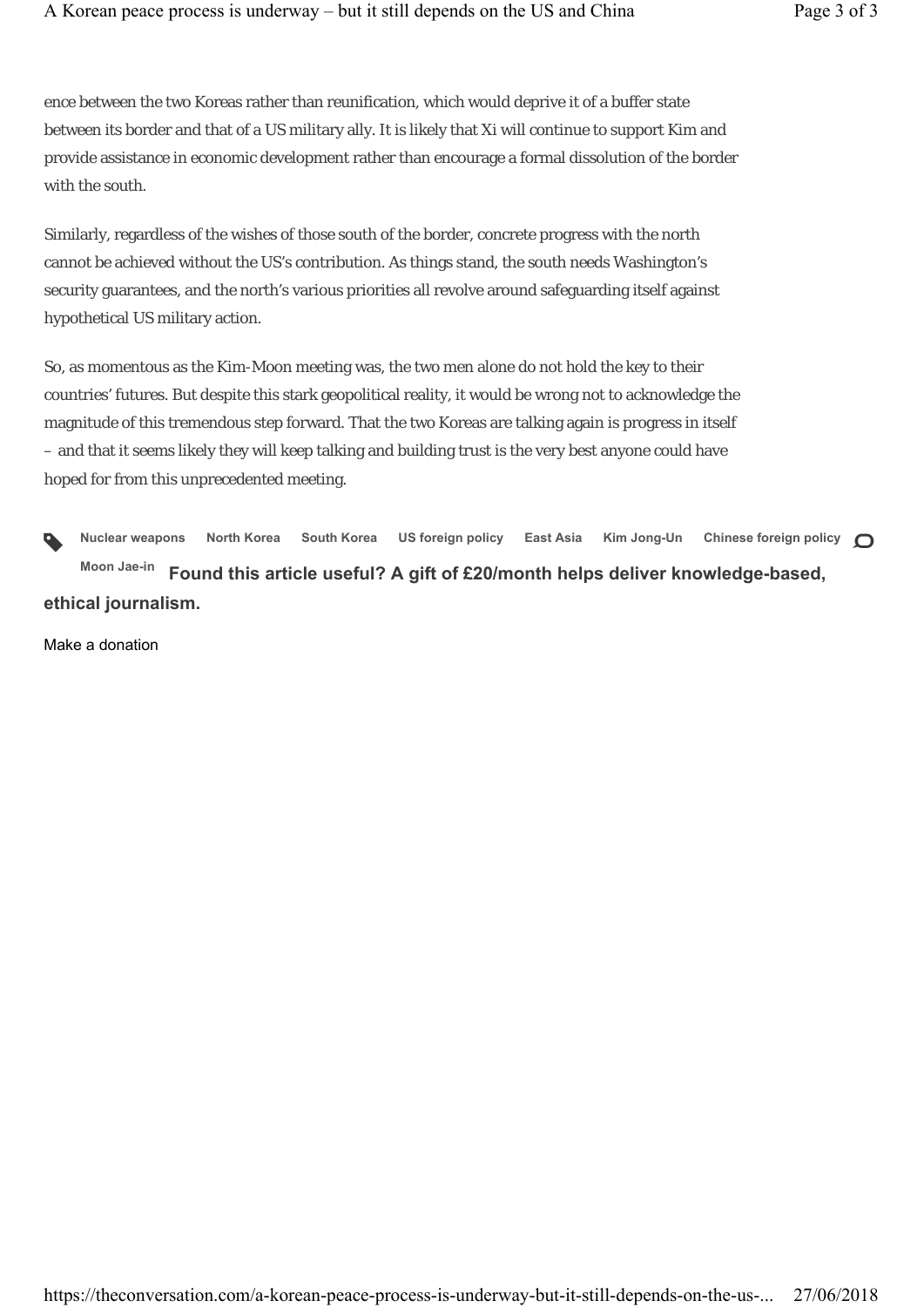ence between the two Koreas rather than reunification, which would deprive it of a buffer state between its border and that of a US military ally. It is likely that Xi will continue to support Kim and provide assistance in economic development rather than encourage a formal dissolution of the border with the south.

Similarly, regardless of the wishes of those south of the border, concrete progress with the north cannot be achieved without the US's contribution. As things stand, the south needs Washington's security guarantees, and the north's various priorities all revolve around safeguarding itself against hypothetical US military action.

So, as momentous as the Kim-Moon meeting was, the two men alone do not hold the key to their countries' futures. But despite this stark geopolitical reality, it would be wrong not to acknowledge the magnitude of this tremendous step forward. That the two Koreas are talking again is progress in itself – and that it seems likely they will keep talking and building trust is the very best anyone could have hoped for from this unprecedented meeting.

**Nuclear weapons** **North Korea** **South Korea** **US foreign policy** **East Asia** **Kim Jong-Un** **Chinese foreign policy** **Moon Jae-in**

**Found this article useful? A gift of £20/month helps deliver knowledge-based, ethical journalism.**

Make a donation